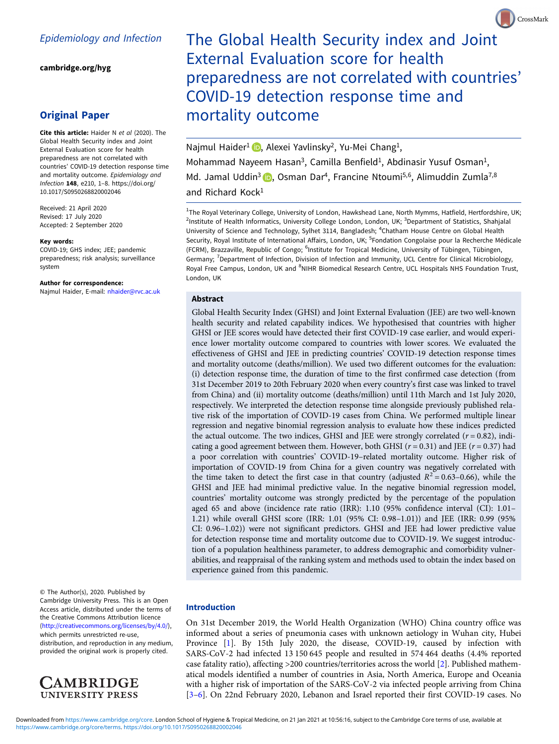*Epidemiology and Infection*

**cambridge.org/hyg**

## Original Paper

**Cite this article:** Haider N *et al* (2020). The Global Health Security index and Joint External Evaluation score for health preparedness are not correlated with countries' COVID-19 detection response time and mortality outcome. *Epidemiology and Infection* **148**, e210, 1–8. https://doi.org/10.1017/S0950268820002046

Received: 21 April 2020
Revised: 17 July 2020
Accepted: 2 September 2020

**Key words:**
COVID-19; GHS index; JEE; pandemic preparedness; risk analysis; surveillance system

**Author for correspondence:**
Najmul Haider, E-mail: nhaider@rvc.ac.uk

© The Author(s), 2020. Published by Cambridge University Press. This is an Open Access article, distributed under the terms of the Creative Commons Attribution licence (http://creativecommons.org/licenses/by/4.0/), which permits unrestricted re-use, distribution, and reproduction in any medium, provided the original work is properly cited.

# The Global Health Security index and Joint External Evaluation score for health preparedness are not correlated with countries' COVID-19 detection response time and mortality outcome

Najmul Haider[1], Alexei Yavlinsky[2], Yu-Mei Chang[1], Mohammad Nayeem Hasan[3], Camilla Benfield[1], Abdinasir Yusuf Osman[1], Md. Jamal Uddin[3], Osman Dar[4], Francine Ntoumi[5,6], Alimuddin Zumla[7,8] and Richard Kock[1]

[1]The Royal Veterinary College, University of London, Hawkshead Lane, North Mymms, Hatfield, Hertfordshire, UK; [2]Institute of Health Informatics, University College London, London, UK; [3]Department of Statistics, Shahjalal University of Science and Technology, Sylhet 3114, Bangladesh; [4]Chatham House Centre on Global Health Security, Royal Institute of International Affairs, London, UK; [5]Fondation Congolaise pour la Recherche Médicale (FCRM), Brazzaville, Republic of Congo; [6]Institute for Tropical Medicine, University of Tübingen, Tübingen, Germany; [7]Department of Infection, Division of Infection and Immunity, UCL Centre for Clinical Microbiology, Royal Free Campus, London, UK and [8]NIHR Biomedical Research Centre, UCL Hospitals NHS Foundation Trust, London, UK

## Abstract

Global Health Security Index (GHSI) and Joint External Evaluation (JEE) are two well-known health security and related capability indices. We hypothesised that countries with higher GHSI or JEE scores would have detected their first COVID-19 case earlier, and would experience lower mortality outcome compared to countries with lower scores. We evaluated the effectiveness of GHSI and JEE in predicting countries' COVID-19 detection response times and mortality outcome (deaths/million). We used two different outcomes for the evaluation: (i) detection response time, the duration of time to the first confirmed case detection (from 31st December 2019 to 20th February 2020 when every country's first case was linked to travel from China) and (ii) mortality outcome (deaths/million) until 11th March and 1st July 2020, respectively. We interpreted the detection response time alongside previously published relative risk of the importation of COVID-19 cases from China. We performed multiple linear regression and negative binomial regression analysis to evaluate how these indices predicted the actual outcome. The two indices, GHSI and JEE were strongly correlated ($r = 0.82$), indicating a good agreement between them. However, both GHSI ($r = 0.31$) and JEE ($r = 0.37$) had a poor correlation with countries' COVID-19–related mortality outcome. Higher risk of importation of COVID-19 from China for a given country was negatively correlated with the time taken to detect the first case in that country (adjusted $R^2 = 0.63–0.66$), while the GHSI and JEE had minimal predictive value. In the negative binomial regression model, countries' mortality outcome was strongly predicted by the percentage of the population aged 65 and above (incidence rate ratio (IRR): 1.10 (95% confidence interval (CI): 1.01–1.21) while overall GHSI score (IRR: 1.01 (95% CI: 0.98–1.01)) and JEE (IRR: 0.99 (95% CI: 0.96–1.02)) were not significant predictors. GHSI and JEE had lower predictive value for detection response time and mortality outcome due to COVID-19. We suggest introduction of a population healthiness parameter, to address demographic and comorbidity vulnerabilities, and reappraisal of the ranking system and methods used to obtain the index based on experience gained from this pandemic.

## Introduction

On 31st December 2019, the World Health Organization (WHO) China country office was informed about a series of pneumonia cases with unknown aetiology in Wuhan city, Hubei Province [1]. By 15th July 2020, the disease, COVID-19, caused by infection with SARS-CoV-2 had infected 13 150 645 people and resulted in 574 464 deaths (4.4% reported case fatality ratio), affecting >200 countries/territories across the world [2]. Published mathematical models identified a number of countries in Asia, North America, Europe and Oceania with a higher risk of importation of the SARS-CoV-2 via infected people arriving from China [3–6]. On 22nd February 2020, Lebanon and Israel reported their first COVID-19 cases. No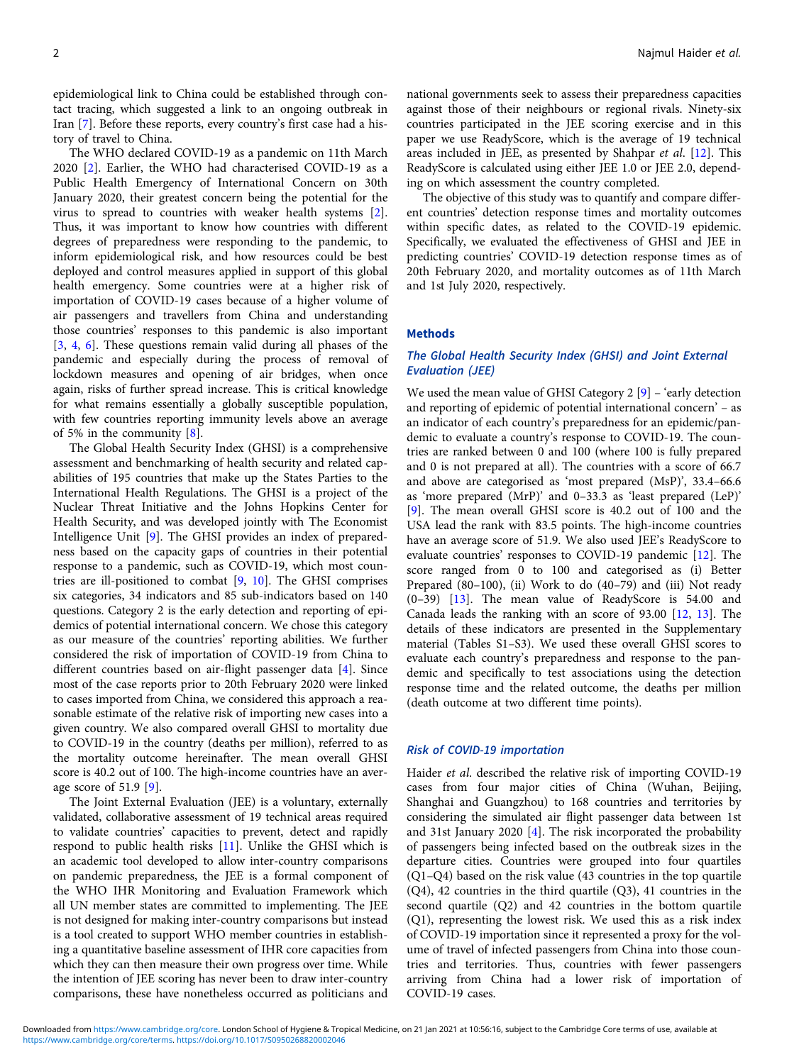epidemiological link to China could be established through contact tracing, which suggested a link to an ongoing outbreak in Iran [7]. Before these reports, every country's first case had a history of travel to China.

The WHO declared COVID-19 as a pandemic on 11th March 2020 [2]. Earlier, the WHO had characterised COVID-19 as a Public Health Emergency of International Concern on 30th January 2020, their greatest concern being the potential for the virus to spread to countries with weaker health systems [2]. Thus, it was important to know how countries with different degrees of preparedness were responding to the pandemic, to inform epidemiological risk, and how resources could be best deployed and control measures applied in support of this global health emergency. Some countries were at a higher risk of importation of COVID-19 cases because of a higher volume of air passengers and travellers from China and understanding those countries' responses to this pandemic is also important [3, 4, 6]. These questions remain valid during all phases of the pandemic and especially during the process of removal of lockdown measures and opening of air bridges, when once again, risks of further spread increase. This is critical knowledge for what remains essentially a globally susceptible population, with few countries reporting immunity levels above an average of 5% in the community [8].

The Global Health Security Index (GHSI) is a comprehensive assessment and benchmarking of health security and related capabilities of 195 countries that make up the States Parties to the International Health Regulations. The GHSI is a project of the Nuclear Threat Initiative and the Johns Hopkins Center for Health Security, and was developed jointly with The Economist Intelligence Unit [9]. The GHSI provides an index of preparedness based on the capacity gaps of countries in their potential response to a pandemic, such as COVID-19, which most countries are ill-positioned to combat [9, 10]. The GHSI comprises six categories, 34 indicators and 85 sub-indicators based on 140 questions. Category 2 is the early detection and reporting of epidemics of potential international concern. We chose this category as our measure of the countries' reporting abilities. We further considered the risk of importation of COVID-19 from China to different countries based on air-flight passenger data [4]. Since most of the case reports prior to 20th February 2020 were linked to cases imported from China, we considered this approach a reasonable estimate of the relative risk of importing new cases into a given country. We also compared overall GHSI to mortality due to COVID-19 in the country (deaths per million), referred to as the mortality outcome hereinafter. The mean overall GHSI score is 40.2 out of 100. The high-income countries have an average score of 51.9 [9].

The Joint External Evaluation (JEE) is a voluntary, externally validated, collaborative assessment of 19 technical areas required to validate countries' capacities to prevent, detect and rapidly respond to public health risks [11]. Unlike the GHSI which is an academic tool developed to allow inter-country comparisons on pandemic preparedness, the JEE is a formal component of the WHO IHR Monitoring and Evaluation Framework which all UN member states are committed to implementing. The JEE is not designed for making inter-country comparisons but instead is a tool created to support WHO member countries in establishing a quantitative baseline assessment of IHR core capacities from which they can then measure their own progress over time. While the intention of JEE scoring has never been to draw inter-country comparisons, these have nonetheless occurred as politicians and national governments seek to assess their preparedness capacities against those of their neighbours or regional rivals. Ninety-six countries participated in the JEE scoring exercise and in this paper we use ReadyScore, which is the average of 19 technical areas included in JEE, as presented by Shahpar *et al.* [12]. This ReadyScore is calculated using either JEE 1.0 or JEE 2.0, depending on which assessment the country completed.

The objective of this study was to quantify and compare different countries' detection response times and mortality outcomes within specific dates, as related to the COVID-19 epidemic. Specifically, we evaluated the effectiveness of GHSI and JEE in predicting countries' COVID-19 detection response times as of 20th February 2020, and mortality outcomes as of 11th March and 1st July 2020, respectively.

## Methods

### *The Global Health Security Index (GHSI) and Joint External Evaluation (JEE)*

We used the mean value of GHSI Category 2 [9] – 'early detection and reporting of epidemic of potential international concern' – as an indicator of each country's preparedness for an epidemic/pandemic to evaluate a country's response to COVID-19. The countries are ranked between 0 and 100 (where 100 is fully prepared and 0 is not prepared at all). The countries with a score of 66.7 and above are categorised as 'most prepared (MsP)', 33.4–66.6 as 'more prepared (MrP)' and 0–33.3 as 'least prepared (LeP)' [9]. The mean overall GHSI score is 40.2 out of 100 and the USA lead the rank with 83.5 points. The high-income countries have an average score of 51.9. We also used JEE's ReadyScore to evaluate countries' responses to COVID-19 pandemic [12]. The score ranged from 0 to 100 and categorised as (i) Better Prepared (80–100), (ii) Work to do (40–79) and (iii) Not ready (0–39) [13]. The mean value of ReadyScore is 54.00 and Canada leads the ranking with an score of 93.00 [12, 13]. The details of these indicators are presented in the Supplementary material (Tables S1–S3). We used these overall GHSI scores to evaluate each country's preparedness and response to the pandemic and specifically to test associations using the detection response time and the related outcome, the deaths per million (death outcome at two different time points).

### *Risk of COVID-19 importation*

Haider *et al.* described the relative risk of importing COVID-19 cases from four major cities of China (Wuhan, Beijing, Shanghai and Guangzhou) to 168 countries and territories by considering the simulated air flight passenger data between 1st and 31st January 2020 [4]. The risk incorporated the probability of passengers being infected based on the outbreak sizes in the departure cities. Countries were grouped into four quartiles (Q1–Q4) based on the risk value (43 countries in the top quartile (Q4), 42 countries in the third quartile (Q3), 41 countries in the second quartile (Q2) and 42 countries in the bottom quartile (Q1), representing the lowest risk. We used this as a risk index of COVID-19 importation since it represented a proxy for the volume of travel of infected passengers from China into those countries and territories. Thus, countries with fewer passengers arriving from China had a lower risk of importation of COVID-19 cases.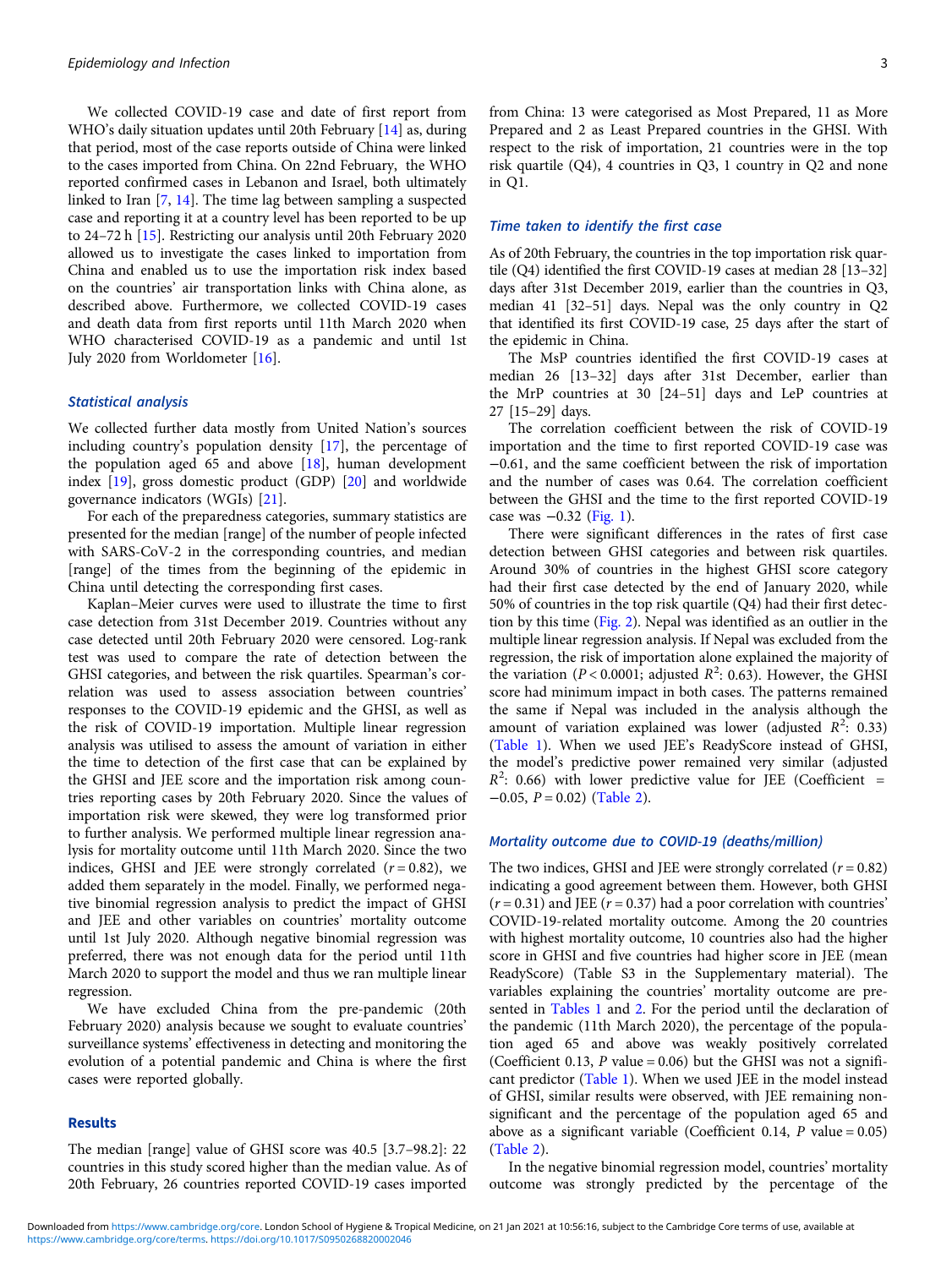We collected COVID-19 case and date of first report from WHO's daily situation updates until 20th February [14] as, during that period, most of the case reports outside of China were linked to the cases imported from China. On 22nd February, the WHO reported confirmed cases in Lebanon and Israel, both ultimately linked to Iran [7, 14]. The time lag between sampling a suspected case and reporting it at a country level has been reported to be up to 24–72 h [15]. Restricting our analysis until 20th February 2020 allowed us to investigate the cases linked to importation from China and enabled us to use the importation risk index based on the countries' air transportation links with China alone, as described above. Furthermore, we collected COVID-19 cases and death data from first reports until 11th March 2020 when WHO characterised COVID-19 as a pandemic and until 1st July 2020 from Worldometer [16].

### Statistical analysis

We collected further data mostly from United Nation's sources including country's population density [17], the percentage of the population aged 65 and above [18], human development index [19], gross domestic product (GDP) [20] and worldwide governance indicators (WGIs) [21].

For each of the preparedness categories, summary statistics are presented for the median [range] of the number of people infected with SARS-CoV-2 in the corresponding countries, and median [range] of the times from the beginning of the epidemic in China until detecting the corresponding first cases.

Kaplan–Meier curves were used to illustrate the time to first case detection from 31st December 2019. Countries without any case detected until 20th February 2020 were censored. Log-rank test was used to compare the rate of detection between the GHSI categories, and between the risk quartiles. Spearman's correlation was used to assess association between countries' responses to the COVID-19 epidemic and the GHSI, as well as the risk of COVID-19 importation. Multiple linear regression analysis was utilised to assess the amount of variation in either the time to detection of the first case that can be explained by the GHSI and JEE score and the importation risk among countries reporting cases by 20th February 2020. Since the values of importation risk were skewed, they were log transformed prior to further analysis. We performed multiple linear regression analysis for mortality outcome until 11th March 2020. Since the two indices, GHSI and JEE were strongly correlated ($r = 0.82$), we added them separately in the model. Finally, we performed negative binomial regression analysis to predict the impact of GHSI and JEE and other variables on countries' mortality outcome until 1st July 2020. Although negative binomial regression was preferred, there was not enough data for the period until 11th March 2020 to support the model and thus we ran multiple linear regression.

We have excluded China from the pre-pandemic (20th February 2020) analysis because we sought to evaluate countries' surveillance systems' effectiveness in detecting and monitoring the evolution of a potential pandemic and China is where the first cases were reported globally.

## Results

The median [range] value of GHSI score was 40.5 [3.7–98.2]: 22 countries in this study scored higher than the median value. As of 20th February, 26 countries reported COVID-19 cases imported from China: 13 were categorised as Most Prepared, 11 as More Prepared and 2 as Least Prepared countries in the GHSI. With respect to the risk of importation, 21 countries were in the top risk quartile (Q4), 4 countries in Q3, 1 country in Q2 and none in Q1.

### Time taken to identify the first case

As of 20th February, the countries in the top importation risk quartile (Q4) identified the first COVID-19 cases at median 28 [13–32] days after 31st December 2019, earlier than the countries in Q3, median 41 [32–51] days. Nepal was the only country in Q2 that identified its first COVID-19 case, 25 days after the start of the epidemic in China.

The MsP countries identified the first COVID-19 cases at median 26 [13–32] days after 31st December, earlier than the MrP countries at 30 [24–51] days and LeP countries at 27 [15–29] days.

The correlation coefficient between the risk of COVID-19 importation and the time to first reported COVID-19 case was −0.61, and the same coefficient between the risk of importation and the number of cases was 0.64. The correlation coefficient between the GHSI and the time to the first reported COVID-19 case was −0.32 (Fig. 1).

There were significant differences in the rates of first case detection between GHSI categories and between risk quartiles. Around 30% of countries in the highest GHSI score category had their first case detected by the end of January 2020, while 50% of countries in the top risk quartile (Q4) had their first detection by this time (Fig. 2). Nepal was identified as an outlier in the multiple linear regression analysis. If Nepal was excluded from the regression, the risk of importation alone explained the majority of the variation ($P < 0.0001$; adjusted $R^2$: 0.63). However, the GHSI score had minimum impact in both cases. The patterns remained the same if Nepal was included in the analysis although the amount of variation explained was lower (adjusted $R^2$: 0.33) (Table 1). When we used JEE's ReadyScore instead of GHSI, the model's predictive power remained very similar (adjusted $R^2$: 0.66) with lower predictive value for JEE (Coefficient = −0.05, $P = 0.02$) (Table 2).

### Mortality outcome due to COVID-19 (deaths/million)

The two indices, GHSI and JEE were strongly correlated ($r = 0.82$) indicating a good agreement between them. However, both GHSI ($r = 0.31$) and JEE ($r = 0.37$) had a poor correlation with countries' COVID-19-related mortality outcome. Among the 20 countries with highest mortality outcome, 10 countries also had the higher score in GHSI and five countries had higher score in JEE (mean ReadyScore) (Table S3 in the Supplementary material). The variables explaining the countries' mortality outcome are presented in Tables 1 and 2. For the period until the declaration of the pandemic (11th March 2020), the percentage of the population aged 65 and above was weakly positively correlated (Coefficient 0.13, $P$ value = 0.06) but the GHSI was not a significant predictor (Table 1). When we used JEE in the model instead of GHSI, similar results were observed, with JEE remaining non-significant and the percentage of the population aged 65 and above as a significant variable (Coefficient 0.14, $P$ value = 0.05) (Table 2).

In the negative binomial regression model, countries' mortality outcome was strongly predicted by the percentage of the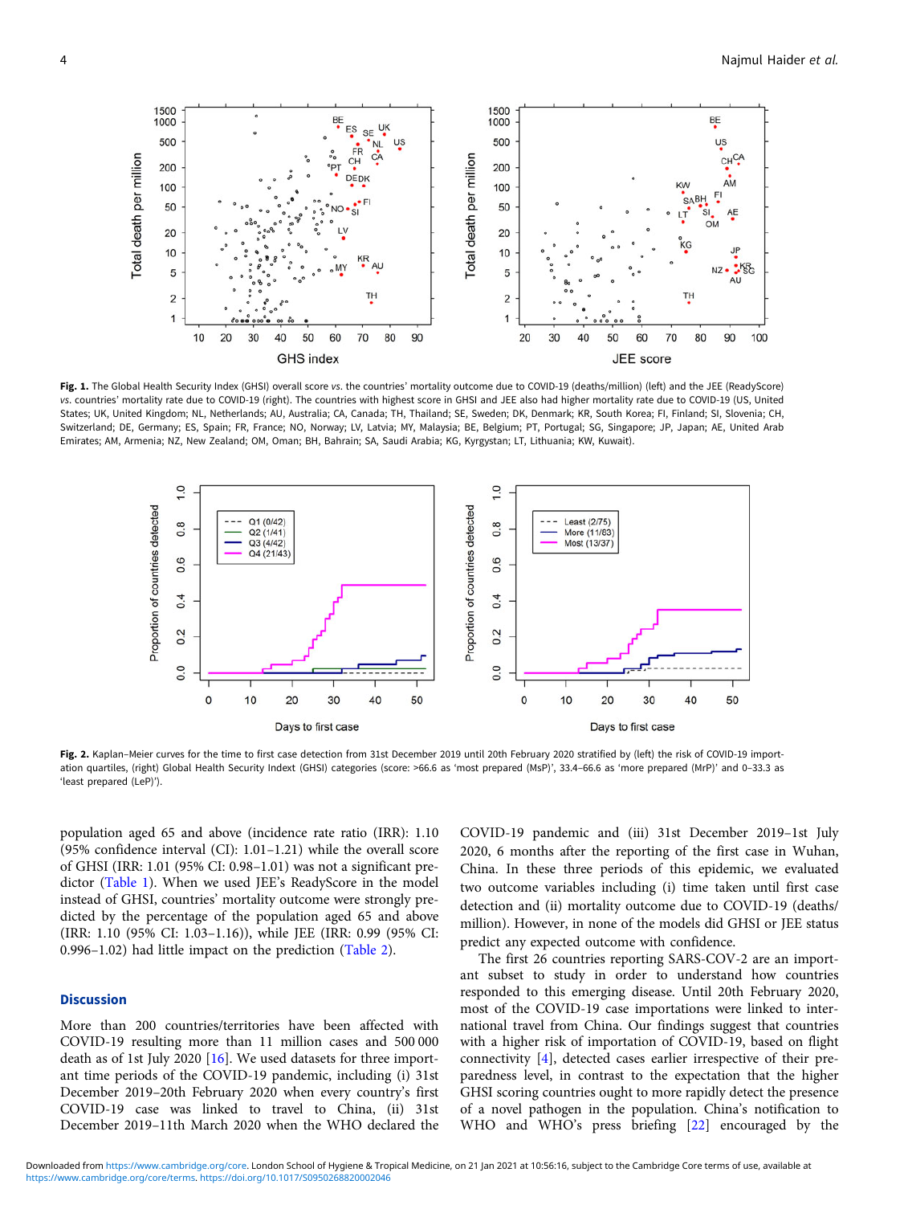Fig. 1. The Global Health Security Index (GHSI) overall score *vs.* the countries' mortality outcome due to COVID-19 (deaths/million) (left) and the JEE (ReadyScore) *vs.* countries' mortality rate due to COVID-19 (right). The countries with highest score in GHSI and JEE also had higher mortality rate due to COVID-19 (US, United States; UK, United Kingdom; NL, Netherlands; AU, Australia; CA, Canada; TH, Thailand; SE, Sweden; DK, Denmark; KR, South Korea; FI, Finland; SI, Slovenia; CH, Switzerland; DE, Germany; ES, Spain; FR, France; NO, Norway; LV, Latvia; MY, Malaysia; BE, Belgium; PT, Portugal; SG, Singapore; JP, Japan; AE, United Arab Emirates; AM, Armenia; NZ, New Zealand; OM, Oman; BH, Bahrain; SA, Saudi Arabia; KG, Kyrgystan; LT, Lithuania; KW, Kuwait).

Fig. 2. Kaplan–Meier curves for the time to first case detection from 31st December 2019 until 20th February 2020 stratified by (left) the risk of COVID-19 importation quartiles, (right) Global Health Security Indext (GHSI) categories (score: >66.6 as 'most prepared (MsP)', 33.4–66.6 as 'more prepared (MrP)' and 0–33.3 as 'least prepared (LeP)').

population aged 65 and above (incidence rate ratio (IRR): 1.10 (95% confidence interval (CI): 1.01–1.21) while the overall score of GHSI (IRR: 1.01 (95% CI: 0.98–1.01) was not a significant predictor (Table 1). When we used JEE's ReadyScore in the model instead of GHSI, countries' mortality outcome were strongly predicted by the percentage of the population aged 65 and above (IRR: 1.10 (95% CI: 1.03–1.16)), while JEE (IRR: 0.99 (95% CI: 0.996–1.02) had little impact on the prediction (Table 2).

## Discussion

More than 200 countries/territories have been affected with COVID-19 resulting more than 11 million cases and 500 000 death as of 1st July 2020 [16]. We used datasets for three important time periods of the COVID-19 pandemic, including (i) 31st December 2019–20th February 2020 when every country's first COVID-19 case was linked to travel to China, (ii) 31st December 2019–11th March 2020 when the WHO declared the COVID-19 pandemic and (iii) 31st December 2019–1st July 2020, 6 months after the reporting of the first case in Wuhan, China. In these three periods of this epidemic, we evaluated two outcome variables including (i) time taken until first case detection and (ii) mortality outcome due to COVID-19 (deaths/million). However, in none of the models did GHSI or JEE status predict any expected outcome with confidence.

The first 26 countries reporting SARS-COV-2 are an important subset to study in order to understand how countries responded to this emerging disease. Until 20th February 2020, most of the COVID-19 case importations were linked to international travel from China. Our findings suggest that countries with a higher risk of importation of COVID-19, based on flight connectivity [4], detected cases earlier irrespective of their preparedness level, in contrast to the expectation that the higher GHSI scoring countries ought to more rapidly detect the presence of a novel pathogen in the population. China's notification to WHO and WHO's press briefing [22] encouraged by the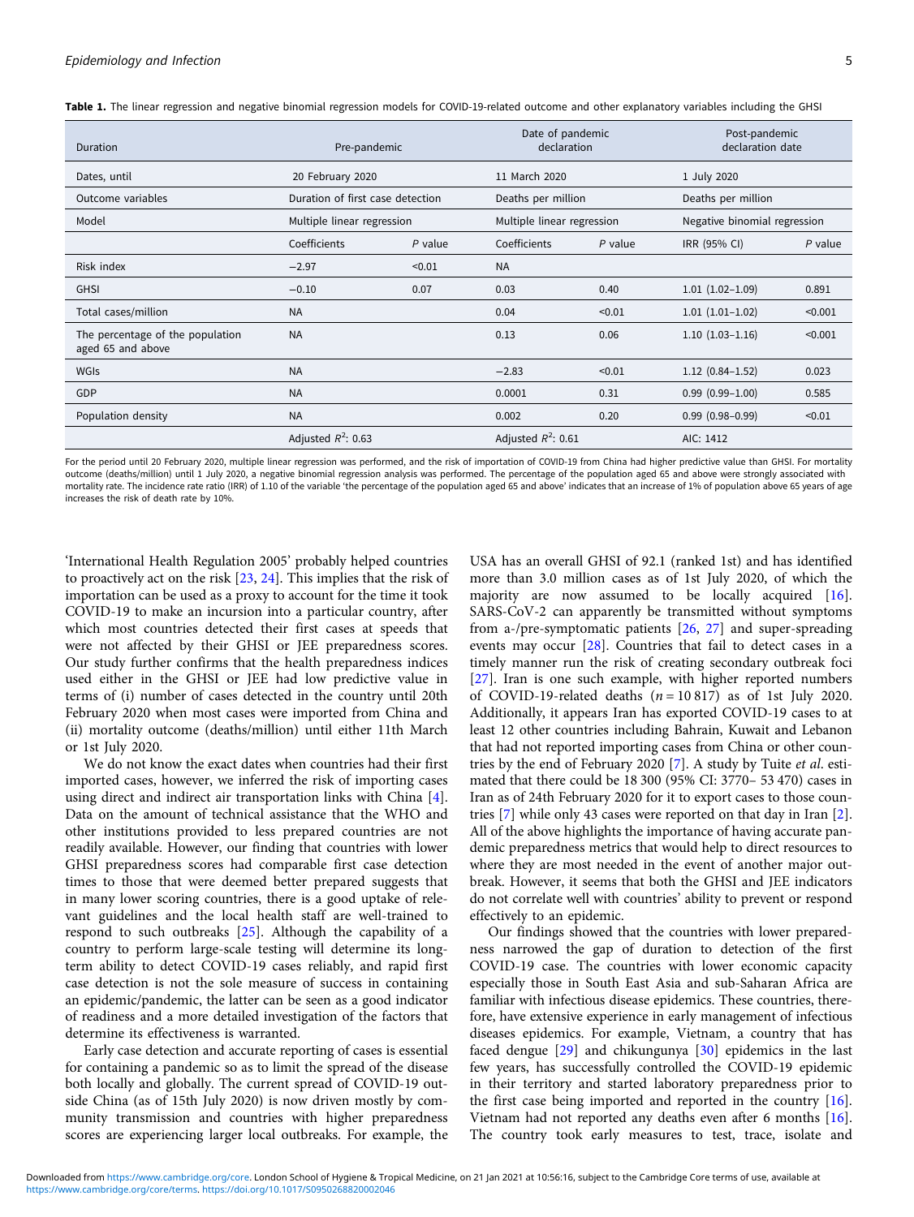**Table 1.** The linear regression and negative binomial regression models for COVID-19-related outcome and other explanatory variables including the GHSI

| Duration | Pre-pandemic | | Date of pandemic declaration | | Post-pandemic declaration date | |
|---|---|---|---|---|---|---|
| Dates, until | 20 February 2020 | | 11 March 2020 | | 1 July 2020 | |
| Outcome variables | Duration of first case detection | | Deaths per million | | Deaths per million | |
| Model | Multiple linear regression | | Multiple linear regression | | Negative binomial regression | |
| | Coefficients | *P* value | Coefficients | *P* value | IRR (95% CI) | *P* value |
| Risk index | −2.97 | <0.01 | NA | | | |
| GHSI | −0.10 | 0.07 | 0.03 | 0.40 | 1.01 (1.02–1.09) | 0.891 |
| Total cases/million | NA | | 0.04 | <0.01 | 1.01 (1.01–1.02) | <0.001 |
| The percentage of the population aged 65 and above | NA | | 0.13 | 0.06 | 1.10 (1.03–1.16) | <0.001 |
| WGIs | NA | | −2.83 | <0.01 | 1.12 (0.84–1.52) | 0.023 |
| GDP | NA | | 0.0001 | 0.31 | 0.99 (0.99–1.00) | 0.585 |
| Population density | NA | | 0.002 | 0.20 | 0.99 (0.98–0.99) | <0.01 |
| | Adjusted $R^2$: 0.63 | | Adjusted $R^2$: 0.61 | | AIC: 1412 | |

For the period until 20 February 2020, multiple linear regression was performed, and the risk of importation of COVID-19 from China had higher predictive value than GHSI. For mortality outcome (deaths/million) until 1 July 2020, a negative binomial regression analysis was performed. The percentage of the population aged 65 and above were strongly associated with mortality rate. The incidence rate ratio (IRR) of 1.10 of the variable 'the percentage of the population aged 65 and above' indicates that an increase of 1% of population above 65 years of age increases the risk of death rate by 10%.

'International Health Regulation 2005' probably helped countries to proactively act on the risk [23, 24]. This implies that the risk of importation can be used as a proxy to account for the time it took COVID-19 to make an incursion into a particular country, after which most countries detected their first cases at speeds that were not affected by their GHSI or JEE preparedness scores. Our study further confirms that the health preparedness indices used either in the GHSI or JEE had low predictive value in terms of (i) number of cases detected in the country until 20th February 2020 when most cases were imported from China and (ii) mortality outcome (deaths/million) until either 11th March or 1st July 2020.

We do not know the exact dates when countries had their first imported cases, however, we inferred the risk of importing cases using direct and indirect air transportation links with China [4]. Data on the amount of technical assistance that the WHO and other institutions provided to less prepared countries are not readily available. However, our finding that countries with lower GHSI preparedness scores had comparable first case detection times to those that were deemed better prepared suggests that in many lower scoring countries, there is a good uptake of relevant guidelines and the local health staff are well-trained to respond to such outbreaks [25]. Although the capability of a country to perform large-scale testing will determine its long-term ability to detect COVID-19 cases reliably, and rapid first case detection is not the sole measure of success in containing an epidemic/pandemic, the latter can be seen as a good indicator of readiness and a more detailed investigation of the factors that determine its effectiveness is warranted.

Early case detection and accurate reporting of cases is essential for containing a pandemic so as to limit the spread of the disease both locally and globally. The current spread of COVID-19 outside China (as of 15th July 2020) is now driven mostly by community transmission and countries with higher preparedness scores are experiencing larger local outbreaks. For example, the USA has an overall GHSI of 92.1 (ranked 1st) and has identified more than 3.0 million cases as of 1st July 2020, of which the majority are now assumed to be locally acquired [16]. SARS-CoV-2 can apparently be transmitted without symptoms from a-/pre-symptomatic patients [26, 27] and super-spreading events may occur [28]. Countries that fail to detect cases in a timely manner run the risk of creating secondary outbreak foci [27]. Iran is one such example, with higher reported numbers of COVID-19-related deaths ($n$ = 10 817) as of 1st July 2020. Additionally, it appears Iran has exported COVID-19 cases to at least 12 other countries including Bahrain, Kuwait and Lebanon that had not reported importing cases from China or other countries by the end of February 2020 [7]. A study by Tuite *et al*. estimated that there could be 18 300 (95% CI: 3770– 53 470) cases in Iran as of 24th February 2020 for it to export cases to those countries [7] while only 43 cases were reported on that day in Iran [2]. All of the above highlights the importance of having accurate pandemic preparedness metrics that would help to direct resources to where they are most needed in the event of another major outbreak. However, it seems that both the GHSI and JEE indicators do not correlate well with countries' ability to prevent or respond effectively to an epidemic.

Our findings showed that the countries with lower preparedness narrowed the gap of duration to detection of the first COVID-19 case. The countries with lower economic capacity especially those in South East Asia and sub-Saharan Africa are familiar with infectious disease epidemics. These countries, therefore, have extensive experience in early management of infectious diseases epidemics. For example, Vietnam, a country that has faced dengue [29] and chikungunya [30] epidemics in the last few years, has successfully controlled the COVID-19 epidemic in their territory and started laboratory preparedness prior to the first case being imported and reported in the country [16]. Vietnam had not reported any deaths even after 6 months [16]. The country took early measures to test, trace, isolate and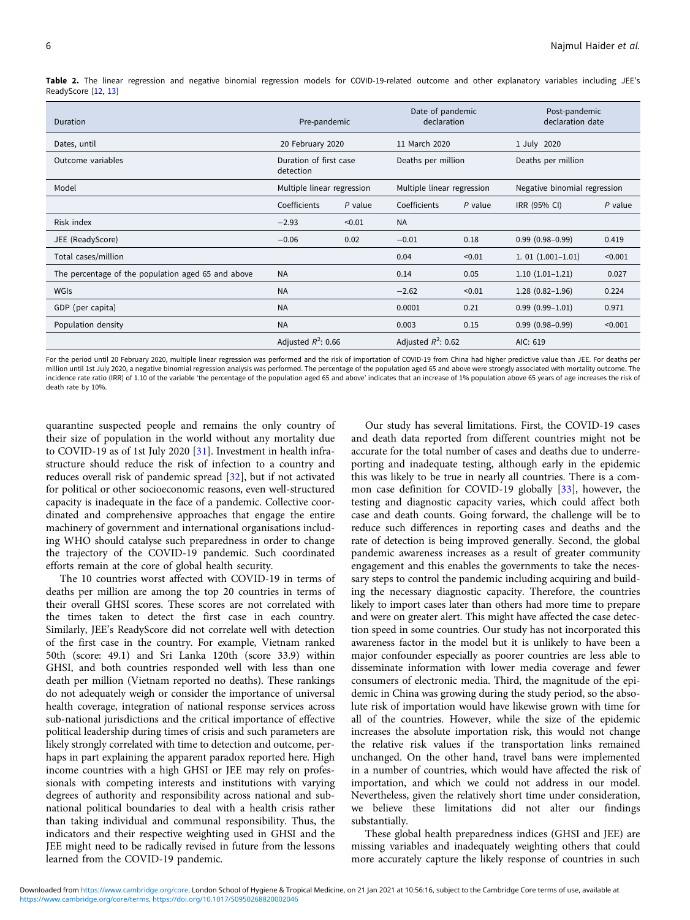**Table 2.** The linear regression and negative binomial regression models for COVID-19-related outcome and other explanatory variables including JEE's ReadyScore [12, 13]

| Duration | Pre-pandemic | | Date of pandemic declaration | | Post-pandemic declaration date | |
|---|---|---|---|---|---|---|
| Dates, until | 20 February 2020 | | 11 March 2020 | | 1 July 2020 | |
| Outcome variables | Duration of first case detection | | Deaths per million | | Deaths per million | |
| Model | Multiple linear regression | | Multiple linear regression | | Negative binomial regression | |
| | Coefficients | *P* value | Coefficients | *P* value | IRR (95% CI) | *P* value |
| Risk index | −2.93 | <0.01 | NA | | | |
| JEE (ReadyScore) | −0.06 | 0.02 | −0.01 | 0.18 | 0.99 (0.98–0.99) | 0.419 |
| Total cases/million | | | 0.04 | <0.01 | 1. 01 (1.001–1.01) | <0.001 |
| The percentage of the population aged 65 and above | NA | | 0.14 | 0.05 | 1.10 (1.01–1.21) | 0.027 |
| WGIs | NA | | −2.62 | <0.01 | 1.28 (0.82–1.96) | 0.224 |
| GDP (per capita) | NA | | 0.0001 | 0.21 | 0.99 (0.99–1.01) | 0.971 |
| Population density | NA | | 0.003 | 0.15 | 0.99 (0.98–0.99) | <0.001 |
| | Adjusted $R^2$: 0.66 | | Adjusted $R^2$: 0.62 | | AIC: 619 | |

For the period until 20 February 2020, multiple linear regression was performed and the risk of importation of COVID-19 from China had higher predictive value than JEE. For deaths per million until 1st July 2020, a negative binomial regression analysis was performed. The percentage of the population aged 65 and above were strongly associated with mortality outcome. The incidence rate ratio (IRR) of 1.10 of the variable 'the percentage of the population aged 65 and above' indicates that an increase of 1% population above 65 years of age increases the risk of death rate by 10%.

quarantine suspected people and remains the only country of their size of population in the world without any mortality due to COVID-19 as of 1st July 2020 [31]. Investment in health infrastructure should reduce the risk of infection to a country and reduces overall risk of pandemic spread [32], but if not activated for political or other socioeconomic reasons, even well-structured capacity is inadequate in the face of a pandemic. Collective coordinated and comprehensive approaches that engage the entire machinery of government and international organisations including WHO should catalyse such preparedness in order to change the trajectory of the COVID-19 pandemic. Such coordinated efforts remain at the core of global health security.

The 10 countries worst affected with COVID-19 in terms of deaths per million are among the top 20 countries in terms of their overall GHSI scores. These scores are not correlated with the times taken to detect the first case in each country. Similarly, JEE's ReadyScore did not correlate well with detection of the first case in the country. For example, Vietnam ranked 50th (score: 49.1) and Sri Lanka 120th (score 33.9) within GHSI, and both countries responded well with less than one death per million (Vietnam reported no deaths). These rankings do not adequately weigh or consider the importance of universal health coverage, integration of national response services across sub-national jurisdictions and the critical importance of effective political leadership during times of crisis and such parameters are likely strongly correlated with time to detection and outcome, perhaps in part explaining the apparent paradox reported here. High income countries with a high GHSI or JEE may rely on professionals with competing interests and institutions with varying degrees of authority and responsibility across national and sub-national political boundaries to deal with a health crisis rather than taking individual and communal responsibility. Thus, the indicators and their respective weighting used in GHSI and the JEE might need to be radically revised in future from the lessons learned from the COVID-19 pandemic.

Our study has several limitations. First, the COVID-19 cases and death data reported from different countries might not be accurate for the total number of cases and deaths due to underreporting and inadequate testing, although early in the epidemic this was likely to be true in nearly all countries. There is a common case definition for COVID-19 globally [33], however, the testing and diagnostic capacity varies, which could affect both case and death counts. Going forward, the challenge will be to reduce such differences in reporting cases and deaths and the rate of detection is being improved generally. Second, the global pandemic awareness increases as a result of greater community engagement and this enables the governments to take the necessary steps to control the pandemic including acquiring and building the necessary diagnostic capacity. Therefore, the countries likely to import cases later than others had more time to prepare and were on greater alert. This might have affected the case detection speed in some countries. Our study has not incorporated this awareness factor in the model but it is unlikely to have been a major confounder especially as poorer countries are less able to disseminate information with lower media coverage and fewer consumers of electronic media. Third, the magnitude of the epidemic in China was growing during the study period, so the absolute risk of importation would have likewise grown with time for all of the countries. However, while the size of the epidemic increases the absolute importation risk, this would not change the relative risk values if the transportation links remained unchanged. On the other hand, travel bans were implemented in a number of countries, which would have affected the risk of importation, and which we could not address in our model. Nevertheless, given the relatively short time under consideration, we believe these limitations did not alter our findings substantially.

These global health preparedness indices (GHSI and JEE) are missing variables and inadequately weighting others that could more accurately capture the likely response of countries in such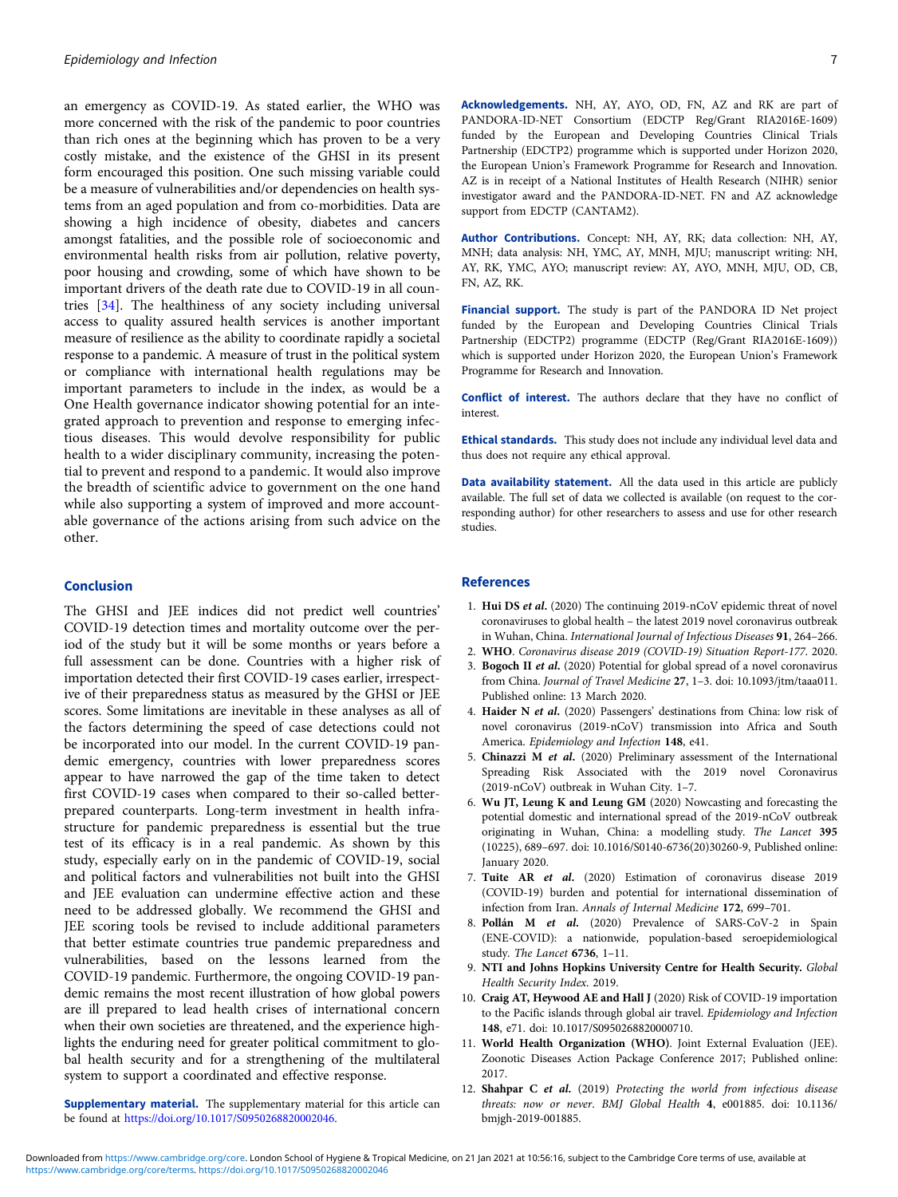an emergency as COVID-19. As stated earlier, the WHO was more concerned with the risk of the pandemic to poor countries than rich ones at the beginning which has proven to be a very costly mistake, and the existence of the GHSI in its present form encouraged this position. One such missing variable could be a measure of vulnerabilities and/or dependencies on health systems from an aged population and from co-morbidities. Data are showing a high incidence of obesity, diabetes and cancers amongst fatalities, and the possible role of socioeconomic and environmental health risks from air pollution, relative poverty, poor housing and crowding, some of which have shown to be important drivers of the death rate due to COVID-19 in all countries [34]. The healthiness of any society including universal access to quality assured health services is another important measure of resilience as the ability to coordinate rapidly a societal response to a pandemic. A measure of trust in the political system or compliance with international health regulations may be important parameters to include in the index, as would be a One Health governance indicator showing potential for an integrated approach to prevention and response to emerging infectious diseases. This would devolve responsibility for public health to a wider disciplinary community, increasing the potential to prevent and respond to a pandemic. It would also improve the breadth of scientific advice to government on the one hand while also supporting a system of improved and more accountable governance of the actions arising from such advice on the other.

## Conclusion

The GHSI and JEE indices did not predict well countries' COVID-19 detection times and mortality outcome over the period of the study but it will be some months or years before a full assessment can be done. Countries with a higher risk of importation detected their first COVID-19 cases earlier, irrespective of their preparedness status as measured by the GHSI or JEE scores. Some limitations are inevitable in these analyses as all of the factors determining the speed of case detections could not be incorporated into our model. In the current COVID-19 pandemic emergency, countries with lower preparedness scores appear to have narrowed the gap of the time taken to detect first COVID-19 cases when compared to their so-called better-prepared counterparts. Long-term investment in health infrastructure for pandemic preparedness is essential but the true test of its efficacy is in a real pandemic. As shown by this study, especially early on in the pandemic of COVID-19, social and political factors and vulnerabilities not built into the GHSI and JEE evaluation can undermine effective action and these need to be addressed globally. We recommend the GHSI and JEE scoring tools be revised to include additional parameters that better estimate countries true pandemic preparedness and vulnerabilities, based on the lessons learned from the COVID-19 pandemic. Furthermore, the ongoing COVID-19 pandemic remains the most recent illustration of how global powers are ill prepared to lead health crises of international concern when their own societies are threatened, and the experience highlights the enduring need for greater political commitment to global health security and for a strengthening of the multilateral system to support a coordinated and effective response.

**Supplementary material.** The supplementary material for this article can be found at https://doi.org/10.1017/S0950268820002046.

**Acknowledgements.** NH, AY, AYO, OD, FN, AZ and RK are part of PANDORA-ID-NET Consortium (EDCTP Reg/Grant RIA2016E-1609) funded by the European and Developing Countries Clinical Trials Partnership (EDCTP2) programme which is supported under Horizon 2020, the European Union's Framework Programme for Research and Innovation. AZ is in receipt of a National Institutes of Health Research (NIHR) senior investigator award and the PANDORA-ID-NET. FN and AZ acknowledge support from EDCTP (CANTAM2).

**Author Contributions.** Concept: NH, AY, RK; data collection: NH, AY, MNH; data analysis: NH, YMC, AY, MNH, MJU; manuscript writing: NH, AY, RK, YMC, AYO; manuscript review: AY, AYO, MNH, MJU, OD, CB, FN, AZ, RK.

**Financial support.** The study is part of the PANDORA ID Net project funded by the European and Developing Countries Clinical Trials Partnership (EDCTP2) programme (EDCTP (Reg/Grant RIA2016E-1609)) which is supported under Horizon 2020, the European Union's Framework Programme for Research and Innovation.

**Conflict of interest.** The authors declare that they have no conflict of interest.

**Ethical standards.** This study does not include any individual level data and thus does not require any ethical approval.

**Data availability statement.** All the data used in this article are publicly available. The full set of data we collected is available (on request to the corresponding author) for other researchers to assess and use for other research studies.

## References

1. **Hui DS *et al.*** (2020) The continuing 2019-nCoV epidemic threat of novel coronaviruses to global health – the latest 2019 novel coronavirus outbreak in Wuhan, China. *International Journal of Infectious Diseases* **91**, 264–266.
2. **WHO**. *Coronavirus disease 2019 (COVID-19) Situation Report-177*. 2020.
3. **Bogoch II *et al.*** (2020) Potential for global spread of a novel coronavirus from China. *Journal of Travel Medicine* **27**, 1–3. doi: 10.1093/jtm/taaa011. Published online: 13 March 2020.
4. **Haider N *et al.*** (2020) Passengers' destinations from China: low risk of novel coronavirus (2019-nCoV) transmission into Africa and South America. *Epidemiology and Infection* **148**, e41.
5. **Chinazzi M *et al.*** (2020) Preliminary assessment of the International Spreading Risk Associated with the 2019 novel Coronavirus (2019-nCoV) outbreak in Wuhan City. 1–7.
6. **Wu JT, Leung K and Leung GM** (2020) Nowcasting and forecasting the potential domestic and international spread of the 2019-nCoV outbreak originating in Wuhan, China: a modelling study. *The Lancet* **395** (10225), 689–697. doi: 10.1016/S0140-6736(20)30260-9, Published online: January 2020.
7. **Tuite AR *et al.*** (2020) Estimation of coronavirus disease 2019 (COVID-19) burden and potential for international dissemination of infection from Iran. *Annals of Internal Medicine* **172**, 699–701.
8. **Pollán M *et al.*** (2020) Prevalence of SARS-CoV-2 in Spain (ENE-COVID): a nationwide, population-based seroepidemiological study. *The Lancet* **6736**, 1–11.
9. **NTI and Johns Hopkins University Centre for Health Security.** *Global Health Security Index*. 2019.
10. **Craig AT, Heywood AE and Hall J** (2020) Risk of COVID-19 importation to the Pacific islands through global air travel. *Epidemiology and Infection* **148**, e71. doi: 10.1017/S0950268820000710.
11. **World Health Organization (WHO)**. Joint External Evaluation (JEE). Zoonotic Diseases Action Package Conference 2017; Published online: 2017.
12. **Shahpar C *et al.*** (2019) *Protecting the world from infectious disease threats: now or never*. *BMJ Global Health* **4**, e001885. doi: 10.1136/bmjgh-2019-001885.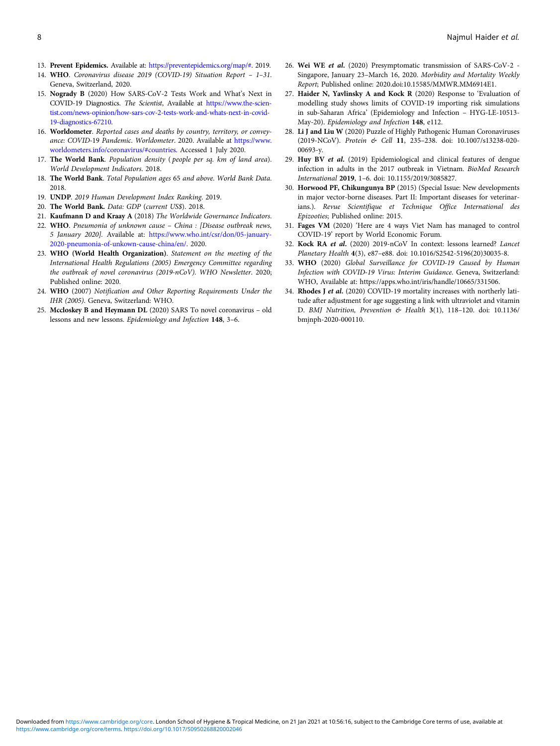13. **Prevent Epidemics.** Available at: https://preventepidemics.org/map/#. 2019.
14. **WHO**. *Coronavirus disease 2019 (COVID-19) Situation Report – 1–31*. Geneva, Switzerland, 2020.
15. **Nogrady B** (2020) How SARS-CoV-2 Tests Work and What's Next in COVID-19 Diagnostics. *The Scientist*, Available at https://www.the-scientist.com/news-opinion/how-sars-cov-2-tests-work-and-whats-next-in-covid-19-diagnostics-67210.
16. **Worldometer**. *Reported cases and deaths by country, territory, or conveyance: COVID-19 Pandemic*. *Worldometer*. 2020. Available at https://www.worldometers.info/coronavirus/#countries. Accessed 1 July 2020.
17. **The World Bank**. *Population density ( people per sq. km of land area)*. *World Development Indicators*. 2018.
18. **The World Bank**. *Total Population ages 65 and above*. *World Bank Data*. 2018.
19. **UNDP**. *2019 Human Development Index Ranking*. 2019.
20. **The World Bank.** *Data: GDP (current US$)*. 2018.
21. **Kaufmann D and Kraay A** (2018) *The Worldwide Governance Indicators*.
22. **WHO**. *Pneumonia of unknown cause – China : [Disease outbreak news, 5 January 2020]*. Available at: https://www.who.int/csr/don/05-january-2020-pneumonia-of-unkown-cause-china/en/. 2020.
23. **WHO (World Health Organization)**. *Statement on the meeting of the International Health Regulations (2005) Emergency Committee regarding the outbreak of novel coronavirus (2019-nCoV)*. *WHO Newsletter*. 2020; Published online: 2020.
24. **WHO** (2007) *Notification and Other Reporting Requirements Under the IHR (2005)*. Geneva, Switzerland: WHO.
25. **Mccloskey B and Heymann DL** (2020) SARS To novel coronavirus – old lessons and new lessons. *Epidemiology and Infection* **148**, 3–6.
26. **Wei WE *et al.*** (2020) Presymptomatic transmission of SARS-CoV-2 - Singapore, January 23–March 16, 2020. *Morbidity and Mortality Weekly Report*; Published online: 2020.doi:10.15585/MMWR.MM6914E1.
27. **Haider N, Yavlinsky A and Kock R** (2020) Response to 'Evaluation of modelling study shows limits of COVID-19 importing risk simulations in sub-Saharan Africa' (Epidemiology and Infection – HYG-LE-10513-May-20). *Epidemiology and Infection* **148**, e112.
28. **Li J and Liu W** (2020) Puzzle of Highly Pathogenic Human Coronaviruses (2019-NCoV). *Protein & Cell* **11**, 235–238. doi: 10.1007/s13238-020-00693-y.
29. **Huy BV *et al.*** (2019) Epidemiological and clinical features of dengue infection in adults in the 2017 outbreak in Vietnam. *BioMed Research International* **2019**, 1–6. doi: 10.1155/2019/3085827.
30. **Horwood PF, Chikungunya BP** (2015) (Special Issue: New developments in major vector-borne diseases. Part II: Important diseases for veterinarians.). *Revue Scientifique et Technique Office International des Epizooties*; Published online: 2015.
31. **Fages VM** (2020) 'Here are 4 ways Viet Nam has managed to control COVID-19' report by World Economic Forum.
32. **Kock RA *et al.*** (2020) 2019-nCoV In context: lessons learned? *Lancet Planetary Health* **4**(3), e87–e88. doi: 10.1016/S2542-5196(20)30035-8.
33. **WHO** (2020) *Global Surveillance for COVID-19 Caused by Human Infection with COVID-19 Virus: Interim Guidance*. Geneva, Switzerland: WHO, Available at: https://apps.who.int/iris/handle/10665/331506.
34. **Rhodes J *et al.*** (2020) COVID-19 mortality increases with northerly latitude after adjustment for age suggesting a link with ultraviolet and vitamin D. *BMJ Nutrition, Prevention & Health* **3**(1), 118–120. doi: 10.1136/bmjnph-2020-000110.